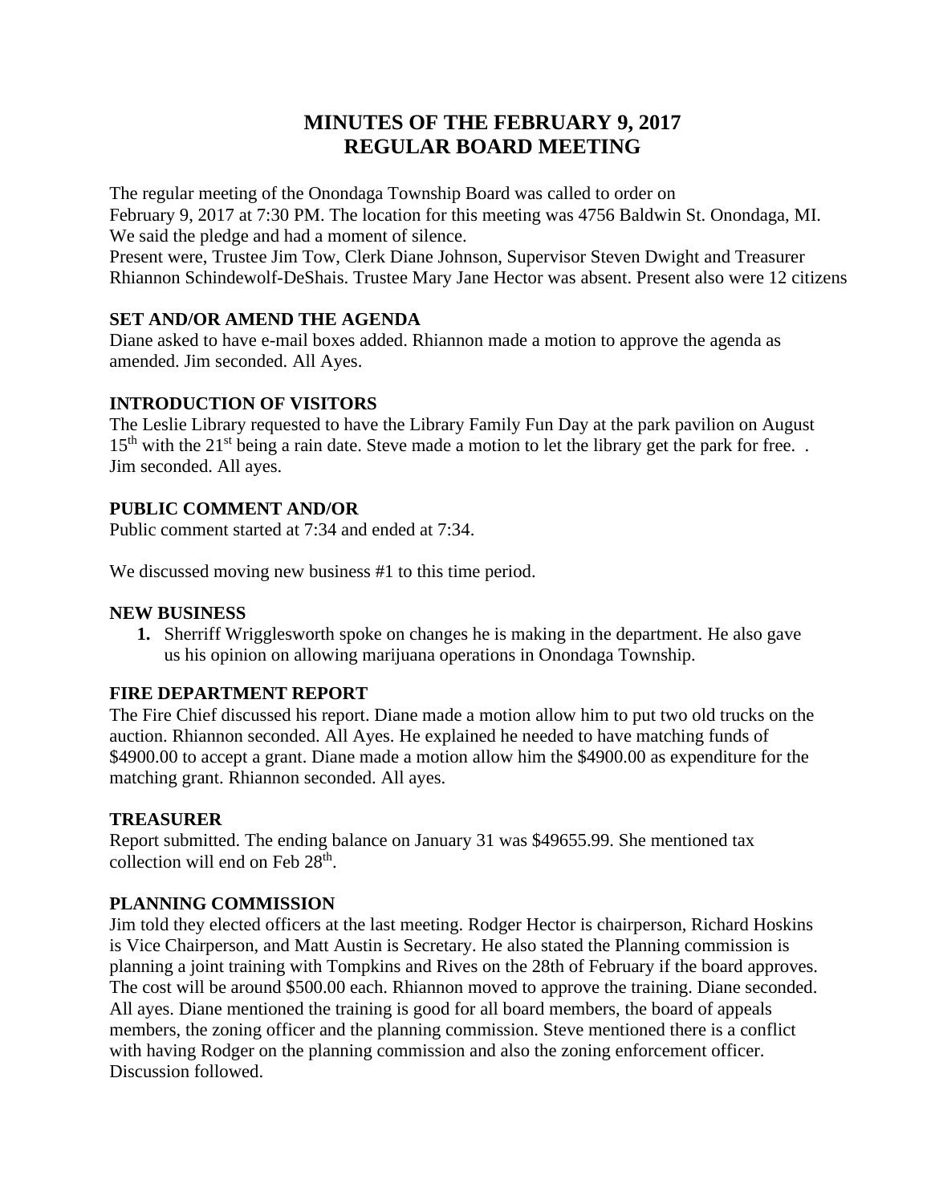# MINUTES OF THE FEBRUARY 9, 2017
# REGULAR BOARD MEETING

The regular meeting of the Onondaga Township Board was called to order on February 9, 2017 at 7:30 PM. The location for this meeting was 4756 Baldwin St. Onondaga, MI. We said the pledge and had a moment of silence.
Present were, Trustee Jim Tow, Clerk Diane Johnson, Supervisor Steven Dwight and Treasurer Rhiannon Schindewolf-DeShais. Trustee Mary Jane Hector was absent. Present also were 12 citizens

**SET AND/OR AMEND THE AGENDA**
Diane asked to have e-mail boxes added. Rhiannon made a motion to approve the agenda as amended. Jim seconded. All Ayes.

**INTRODUCTION OF VISITORS**
The Leslie Library requested to have the Library Family Fun Day at the park pavilion on August 15th with the 21st being a rain date. Steve made a motion to let the library get the park for free. . Jim seconded. All ayes.

**PUBLIC COMMENT AND/OR**
Public comment started at 7:34 and ended at 7:34.

We discussed moving new business #1 to this time period.

**NEW BUSINESS**

1. Sherriff Wrigglesworth spoke on changes he is making in the department. He also gave us his opinion on allowing marijuana operations in Onondaga Township.

**FIRE DEPARTMENT REPORT**
The Fire Chief discussed his report. Diane made a motion allow him to put two old trucks on the auction. Rhiannon seconded. All Ayes. He explained he needed to have matching funds of $4900.00 to accept a grant. Diane made a motion allow him the $4900.00 as expenditure for the matching grant. Rhiannon seconded. All ayes.

**TREASURER**
Report submitted. The ending balance on January 31 was $49655.99. She mentioned tax collection will end on Feb 28th.

**PLANNING COMMISSION**
Jim told they elected officers at the last meeting. Rodger Hector is chairperson, Richard Hoskins is Vice Chairperson, and Matt Austin is Secretary. He also stated the Planning commission is planning a joint training with Tompkins and Rives on the 28th of February if the board approves. The cost will be around $500.00 each. Rhiannon moved to approve the training. Diane seconded. All ayes. Diane mentioned the training is good for all board members, the board of appeals members, the zoning officer and the planning commission. Steve mentioned there is a conflict with having Rodger on the planning commission and also the zoning enforcement officer. Discussion followed.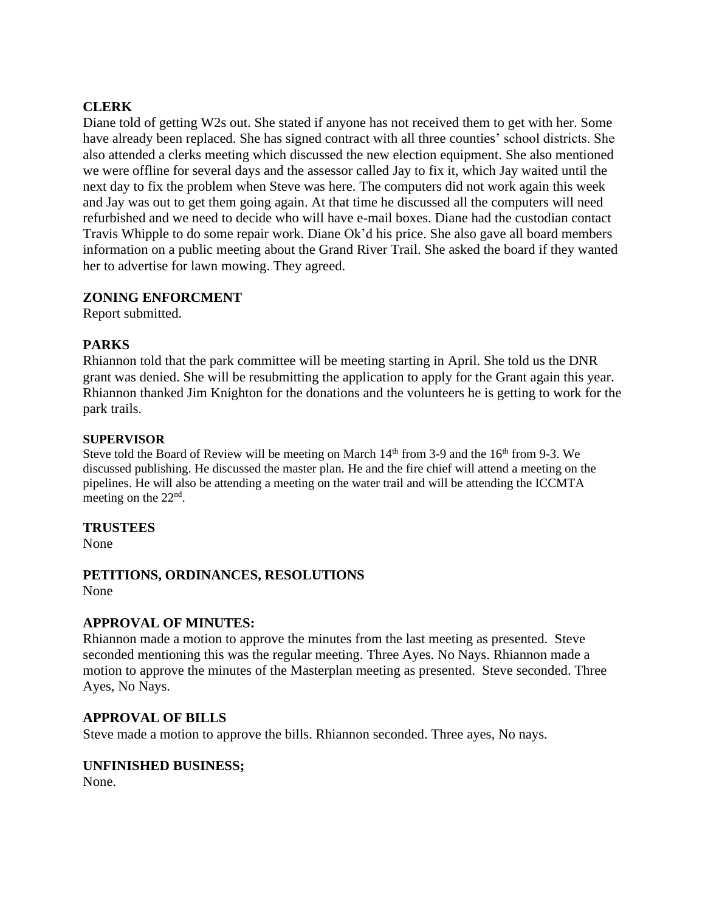**CLERK**

Diane told of getting W2s out. She stated if anyone has not received them to get with her. Some have already been replaced. She has signed contract with all three counties' school districts. She also attended a clerks meeting which discussed the new election equipment. She also mentioned we were offline for several days and the assessor called Jay to fix it, which Jay waited until the next day to fix the problem when Steve was here. The computers did not work again this week and Jay was out to get them going again. At that time he discussed all the computers will need refurbished and we need to decide who will have e-mail boxes. Diane had the custodian contact Travis Whipple to do some repair work. Diane Ok'd his price. She also gave all board members information on a public meeting about the Grand River Trail. She asked the board if they wanted her to advertise for lawn mowing. They agreed.

**ZONING ENFORCMENT**

Report submitted.

**PARKS**

Rhiannon told that the park committee will be meeting starting in April. She told us the DNR grant was denied. She will be resubmitting the application to apply for the Grant again this year. Rhiannon thanked Jim Knighton for the donations and the volunteers he is getting to work for the park trails.

**SUPERVISOR**

Steve told the Board of Review will be meeting on March 14th from 3-9 and the 16th from 9-3. We discussed publishing. He discussed the master plan. He and the fire chief will attend a meeting on the pipelines. He will also be attending a meeting on the water trail and will be attending the ICCMTA meeting on the 22nd.

**TRUSTEES**

None

**PETITIONS, ORDINANCES, RESOLUTIONS**

None

**APPROVAL OF MINUTES:**

Rhiannon made a motion to approve the minutes from the last meeting as presented. Steve seconded mentioning this was the regular meeting. Three Ayes. No Nays. Rhiannon made a motion to approve the minutes of the Masterplan meeting as presented. Steve seconded. Three Ayes, No Nays.

**APPROVAL OF BILLS**

Steve made a motion to approve the bills. Rhiannon seconded. Three ayes, No nays.

**UNFINISHED BUSINESS;**

None.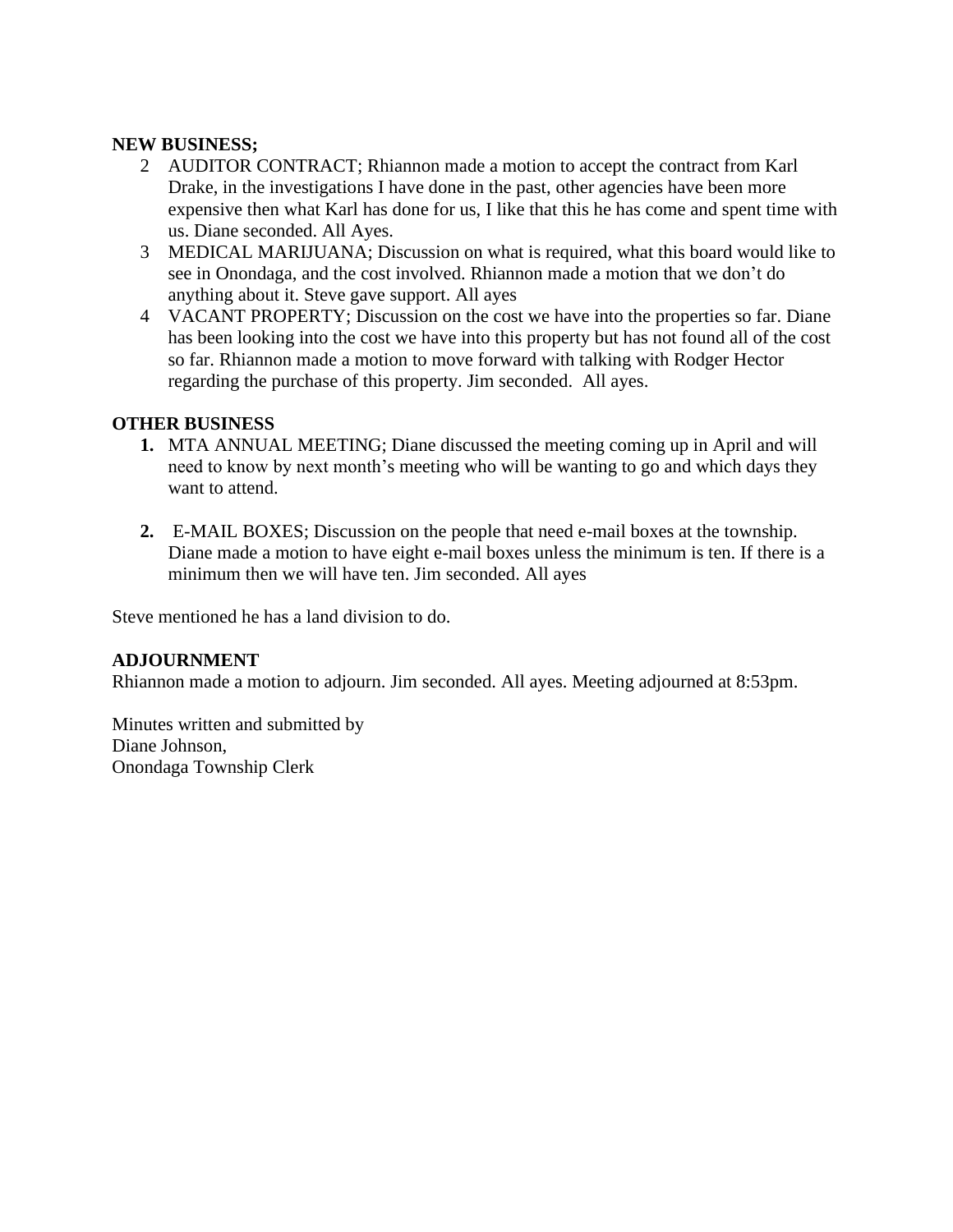**NEW BUSINESS;**

2. AUDITOR CONTRACT; Rhiannon made a motion to accept the contract from Karl Drake, in the investigations I have done in the past, other agencies have been more expensive then what Karl has done for us, I like that this he has come and spent time with us. Diane seconded. All Ayes.
3. MEDICAL MARIJUANA; Discussion on what is required, what this board would like to see in Onondaga, and the cost involved. Rhiannon made a motion that we don't do anything about it. Steve gave support. All ayes
4. VACANT PROPERTY; Discussion on the cost we have into the properties so far. Diane has been looking into the cost we have into this property but has not found all of the cost so far. Rhiannon made a motion to move forward with talking with Rodger Hector regarding the purchase of this property. Jim seconded. All ayes.

**OTHER BUSINESS**

1. MTA ANNUAL MEETING; Diane discussed the meeting coming up in April and will need to know by next month's meeting who will be wanting to go and which days they want to attend.

2. E-MAIL BOXES; Discussion on the people that need e-mail boxes at the township. Diane made a motion to have eight e-mail boxes unless the minimum is ten. If there is a minimum then we will have ten. Jim seconded. All ayes

Steve mentioned he has a land division to do.

**ADJOURNMENT**

Rhiannon made a motion to adjourn. Jim seconded. All ayes. Meeting adjourned at 8:53pm.

Minutes written and submitted by
Diane Johnson,
Onondaga Township Clerk